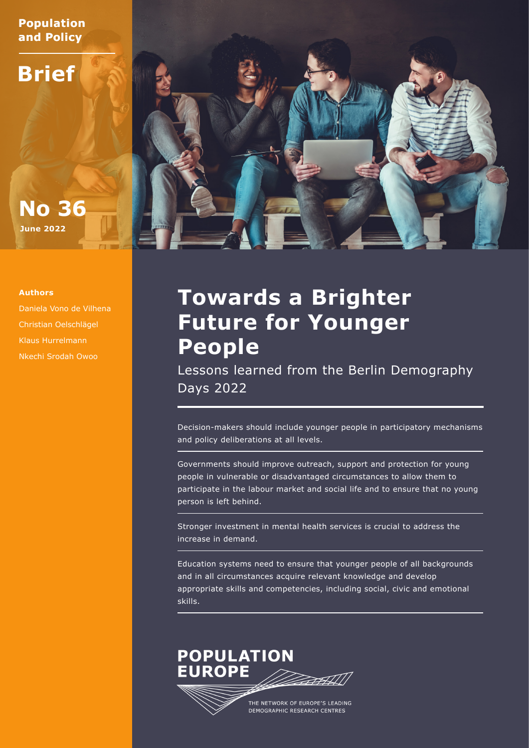Population and Policy

**Brief**

**No 36**

**June 2022**

**Authors**

Daniela Vono de Vilhena
Christian Oelschlägel
Klaus Hurrelmann
Nkechi Srodah Owoo

# Towards a Brighter Future for Younger People

## Lessons learned from the Berlin Demography Days 2022

Decision-makers should include younger people in participatory mechanisms and policy deliberations at all levels.

Governments should improve outreach, support and protection for young people in vulnerable or disadvantaged circumstances to allow them to participate in the labour market and social life and to ensure that no young person is left behind.

Stronger investment in mental health services is crucial to address the increase in demand.

Education systems need to ensure that younger people of all backgrounds and in all circumstances acquire relevant knowledge and develop appropriate skills and competencies, including social, civic and emotional skills.

**POPULATION EUROPE**

THE NETWORK OF EUROPE'S LEADING DEMOGRAPHIC RESEARCH CENTRES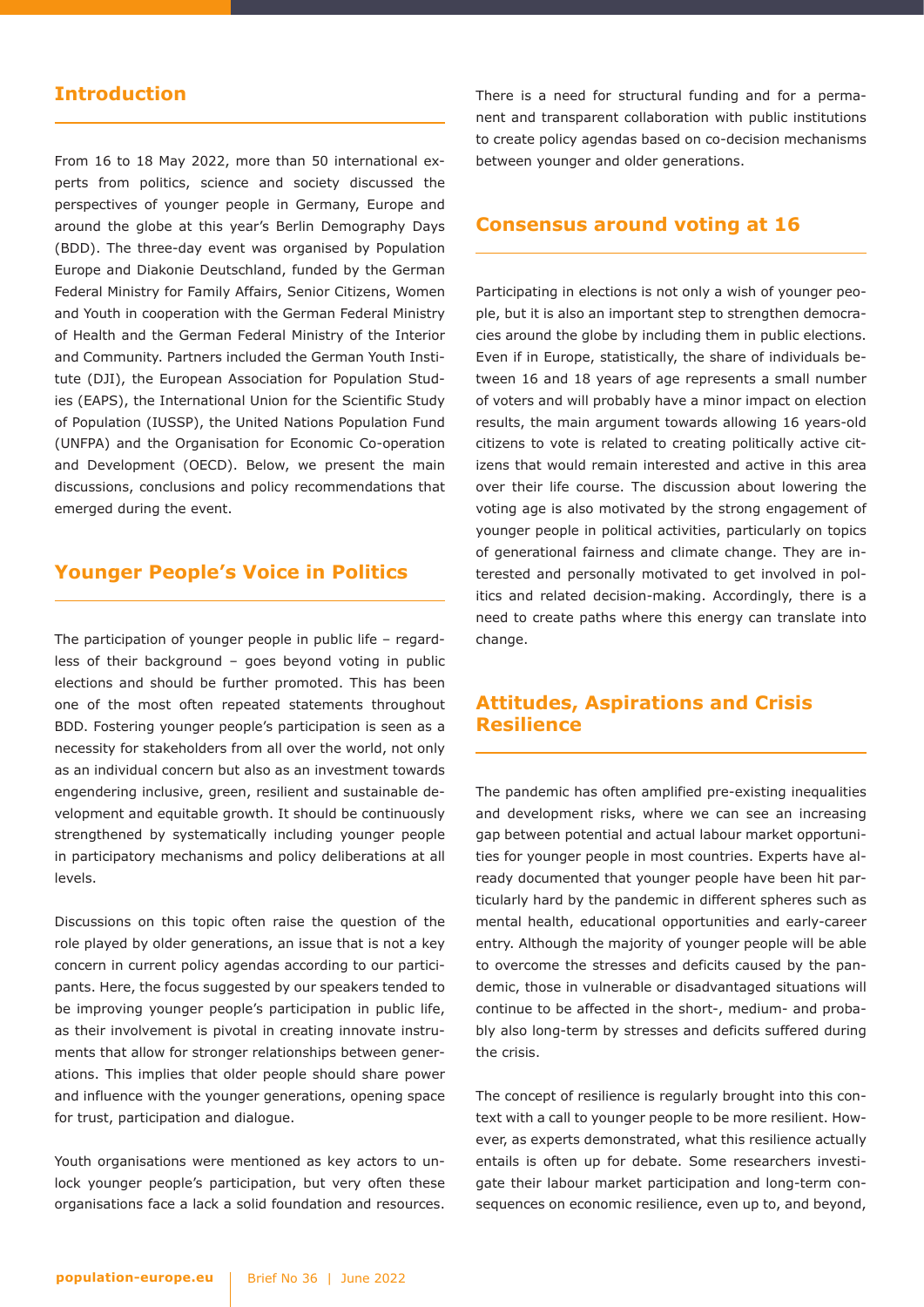## Introduction

From 16 to 18 May 2022, more than 50 international experts from politics, science and society discussed the perspectives of younger people in Germany, Europe and around the globe at this year's Berlin Demography Days (BDD). The three-day event was organised by Population Europe and Diakonie Deutschland, funded by the German Federal Ministry for Family Affairs, Senior Citizens, Women and Youth in cooperation with the German Federal Ministry of Health and the German Federal Ministry of the Interior and Community. Partners included the German Youth Institute (DJI), the European Association for Population Studies (EAPS), the International Union for the Scientific Study of Population (IUSSP), the United Nations Population Fund (UNFPA) and the Organisation for Economic Co-operation and Development (OECD). Below, we present the main discussions, conclusions and policy recommendations that emerged during the event.

## Younger People's Voice in Politics

The participation of younger people in public life – regardless of their background – goes beyond voting in public elections and should be further promoted. This has been one of the most often repeated statements throughout BDD. Fostering younger people's participation is seen as a necessity for stakeholders from all over the world, not only as an individual concern but also as an investment towards engendering inclusive, green, resilient and sustainable development and equitable growth. It should be continuously strengthened by systematically including younger people in participatory mechanisms and policy deliberations at all levels.

Discussions on this topic often raise the question of the role played by older generations, an issue that is not a key concern in current policy agendas according to our participants. Here, the focus suggested by our speakers tended to be improving younger people's participation in public life, as their involvement is pivotal in creating innovate instruments that allow for stronger relationships between generations. This implies that older people should share power and influence with the younger generations, opening space for trust, participation and dialogue.

Youth organisations were mentioned as key actors to unlock younger people's participation, but very often these organisations face a lack a solid foundation and resources. There is a need for structural funding and for a permanent and transparent collaboration with public institutions to create policy agendas based on co-decision mechanisms between younger and older generations.

## Consensus around voting at 16

Participating in elections is not only a wish of younger people, but it is also an important step to strengthen democracies around the globe by including them in public elections. Even if in Europe, statistically, the share of individuals between 16 and 18 years of age represents a small number of voters and will probably have a minor impact on election results, the main argument towards allowing 16 years-old citizens to vote is related to creating politically active citizens that would remain interested and active in this area over their life course. The discussion about lowering the voting age is also motivated by the strong engagement of younger people in political activities, particularly on topics of generational fairness and climate change. They are interested and personally motivated to get involved in politics and related decision-making. Accordingly, there is a need to create paths where this energy can translate into change.

## Attitudes, Aspirations and Crisis Resilience

The pandemic has often amplified pre-existing inequalities and development risks, where we can see an increasing gap between potential and actual labour market opportunities for younger people in most countries. Experts have already documented that younger people have been hit particularly hard by the pandemic in different spheres such as mental health, educational opportunities and early-career entry. Although the majority of younger people will be able to overcome the stresses and deficits caused by the pandemic, those in vulnerable or disadvantaged situations will continue to be affected in the short-, medium- and probably also long-term by stresses and deficits suffered during the crisis.

The concept of resilience is regularly brought into this context with a call to younger people to be more resilient. However, as experts demonstrated, what this resilience actually entails is often up for debate. Some researchers investigate their labour market participation and long-term consequences on economic resilience, even up to, and beyond,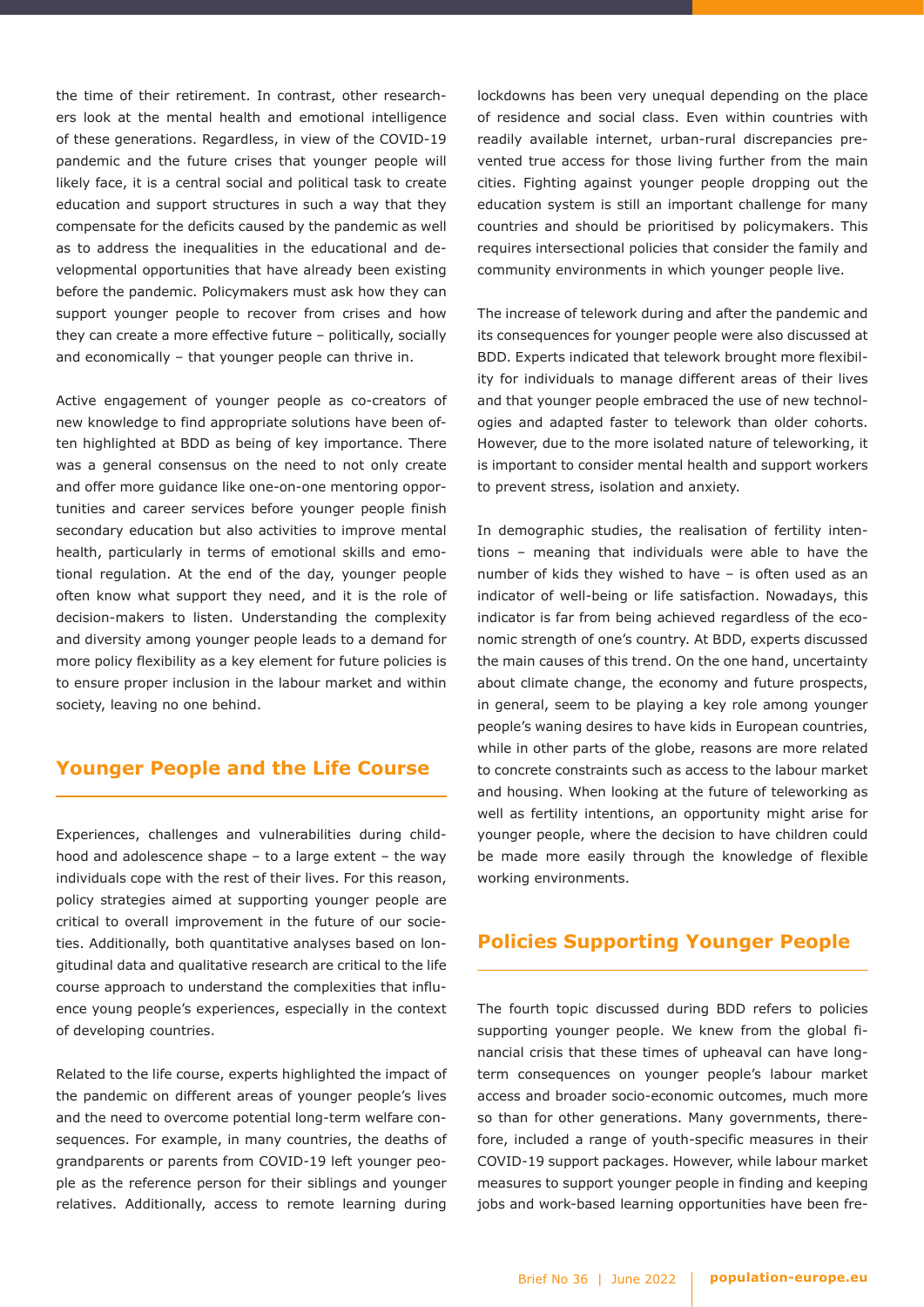the time of their retirement. In contrast, other researchers look at the mental health and emotional intelligence of these generations. Regardless, in view of the COVID-19 pandemic and the future crises that younger people will likely face, it is a central social and political task to create education and support structures in such a way that they compensate for the deficits caused by the pandemic as well as to address the inequalities in the educational and developmental opportunities that have already been existing before the pandemic. Policymakers must ask how they can support younger people to recover from crises and how they can create a more effective future – politically, socially and economically – that younger people can thrive in.

Active engagement of younger people as co-creators of new knowledge to find appropriate solutions have been often highlighted at BDD as being of key importance. There was a general consensus on the need to not only create and offer more guidance like one-on-one mentoring opportunities and career services before younger people finish secondary education but also activities to improve mental health, particularly in terms of emotional skills and emotional regulation. At the end of the day, younger people often know what support they need, and it is the role of decision-makers to listen. Understanding the complexity and diversity among younger people leads to a demand for more policy flexibility as a key element for future policies is to ensure proper inclusion in the labour market and within society, leaving no one behind.

## Younger People and the Life Course

Experiences, challenges and vulnerabilities during childhood and adolescence shape – to a large extent – the way individuals cope with the rest of their lives. For this reason, policy strategies aimed at supporting younger people are critical to overall improvement in the future of our societies. Additionally, both quantitative analyses based on longitudinal data and qualitative research are critical to the life course approach to understand the complexities that influence young people's experiences, especially in the context of developing countries.

Related to the life course, experts highlighted the impact of the pandemic on different areas of younger people's lives and the need to overcome potential long-term welfare consequences. For example, in many countries, the deaths of grandparents or parents from COVID-19 left younger people as the reference person for their siblings and younger relatives. Additionally, access to remote learning during lockdowns has been very unequal depending on the place of residence and social class. Even within countries with readily available internet, urban-rural discrepancies prevented true access for those living further from the main cities. Fighting against younger people dropping out the education system is still an important challenge for many countries and should be prioritised by policymakers. This requires intersectional policies that consider the family and community environments in which younger people live.

The increase of telework during and after the pandemic and its consequences for younger people were also discussed at BDD. Experts indicated that telework brought more flexibility for individuals to manage different areas of their lives and that younger people embraced the use of new technologies and adapted faster to telework than older cohorts. However, due to the more isolated nature of teleworking, it is important to consider mental health and support workers to prevent stress, isolation and anxiety.

In demographic studies, the realisation of fertility intentions – meaning that individuals were able to have the number of kids they wished to have – is often used as an indicator of well-being or life satisfaction. Nowadays, this indicator is far from being achieved regardless of the economic strength of one's country. At BDD, experts discussed the main causes of this trend. On the one hand, uncertainty about climate change, the economy and future prospects, in general, seem to be playing a key role among younger people's waning desires to have kids in European countries, while in other parts of the globe, reasons are more related to concrete constraints such as access to the labour market and housing. When looking at the future of teleworking as well as fertility intentions, an opportunity might arise for younger people, where the decision to have children could be made more easily through the knowledge of flexible working environments.

## Policies Supporting Younger People

The fourth topic discussed during BDD refers to policies supporting younger people. We knew from the global financial crisis that these times of upheaval can have long-term consequences on younger people's labour market access and broader socio-economic outcomes, much more so than for other generations. Many governments, therefore, included a range of youth-specific measures in their COVID-19 support packages. However, while labour market measures to support younger people in finding and keeping jobs and work-based learning opportunities have been fre-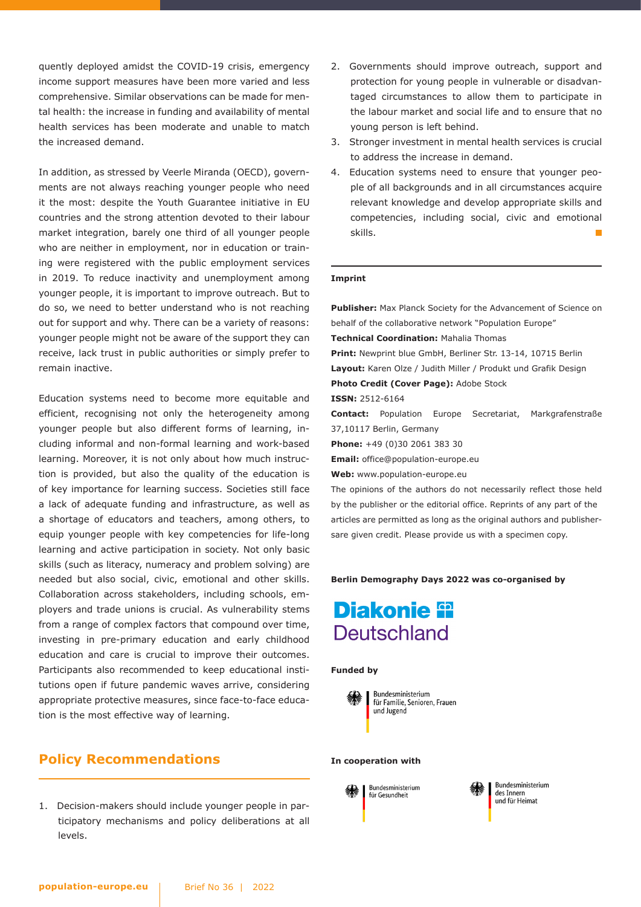quently deployed amidst the COVID-19 crisis, emergency income support measures have been more varied and less comprehensive. Similar observations can be made for mental health: the increase in funding and availability of mental health services has been moderate and unable to match the increased demand.

In addition, as stressed by Veerle Miranda (OECD), governments are not always reaching younger people who need it the most: despite the Youth Guarantee initiative in EU countries and the strong attention devoted to their labour market integration, barely one third of all younger people who are neither in employment, nor in education or training were registered with the public employment services in 2019. To reduce inactivity and unemployment among younger people, it is important to improve outreach. But to do so, we need to better understand who is not reaching out for support and why. There can be a variety of reasons: younger people might not be aware of the support they can receive, lack trust in public authorities or simply prefer to remain inactive.

Education systems need to become more equitable and efficient, recognising not only the heterogeneity among younger people but also different forms of learning, including informal and non-formal learning and work-based learning. Moreover, it is not only about how much instruction is provided, but also the quality of the education is of key importance for learning success. Societies still face a lack of adequate funding and infrastructure, as well as a shortage of educators and teachers, among others, to equip younger people with key competencies for life-long learning and active participation in society. Not only basic skills (such as literacy, numeracy and problem solving) are needed but also social, civic, emotional and other skills. Collaboration across stakeholders, including schools, employers and trade unions is crucial. As vulnerability stems from a range of complex factors that compound over time, investing in pre-primary education and early childhood education and care is crucial to improve their outcomes. Participants also recommended to keep educational institutions open if future pandemic waves arrive, considering appropriate protective measures, since face-to-face education is the most effective way of learning.

## Policy Recommendations

1. Decision-makers should include younger people in participatory mechanisms and policy deliberations at all levels.
2. Governments should improve outreach, support and protection for young people in vulnerable or disadvantaged circumstances to allow them to participate in the labour market and social life and to ensure that no young person is left behind.
3. Stronger investment in mental health services is crucial to address the increase in demand.
4. Education systems need to ensure that younger people of all backgrounds and in all circumstances acquire relevant knowledge and develop appropriate skills and competencies, including social, civic and emotional skills.

**Imprint**

**Publisher:** Max Planck Society for the Advancement of Science on behalf of the collaborative network "Population Europe"
**Technical Coordination:** Mahalia Thomas
**Print:** Newprint blue GmbH, Berliner Str. 13-14, 10715 Berlin
**Layout:** Karen Olze / Judith Miller / Produkt und Grafik Design
**Photo Credit (Cover Page):** Adobe Stock
**ISSN:** 2512-6164
**Contact:** Population Europe Secretariat, Markgrafenstraße 37,10117 Berlin, Germany
**Phone:** +49 (0)30 2061 383 30
**Email:** office@population-europe.eu
**Web:** www.population-europe.eu
The opinions of the authors do not necessarily reflect those held by the publisher or the editorial office. Reprints of any part of the articles are permitted as long as the original authors and publishersare given credit. Please provide us with a specimen copy.

**Berlin Demography Days 2022 was co-organised by**

Diakonie Deutschland

**Funded by**

Bundesministerium für Familie, Senioren, Frauen und Jugend

**In cooperation with**

Bundesministerium für Gesundheit

Bundesministerium des Innern und für Heimat